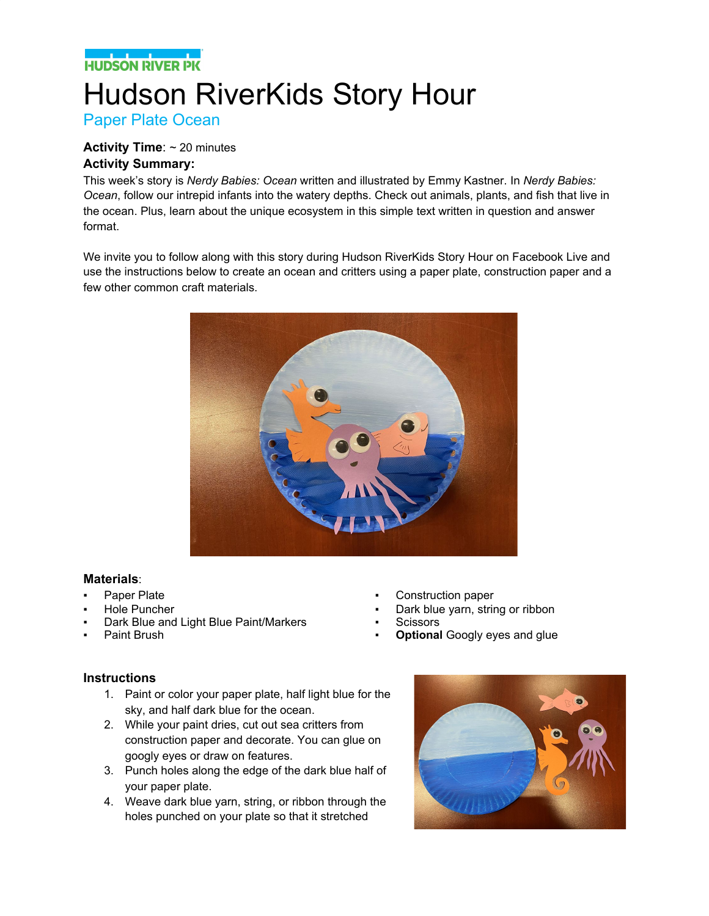HUDSON RIVER PK

# Hudson RiverKids Story Hour

## Paper Plate Ocean

**Activity Time**: ~ 20 minutes

**Activity Summary:**

This week's story is *Nerdy Babies: Ocean* written and illustrated by Emmy Kastner. In *Nerdy Babies: Ocean*, follow our intrepid infants into the watery depths. Check out animals, plants, and fish that live in the ocean. Plus, learn about the unique ecosystem in this simple text written in question and answer format.

We invite you to follow along with this story during Hudson RiverKids Story Hour on Facebook Live and use the instructions below to create an ocean and critters using a paper plate, construction paper and a few other common craft materials.

### Materials:

- Paper Plate
- Hole Puncher
- Dark Blue and Light Blue Paint/Markers
- Paint Brush
- Construction paper
- Dark blue yarn, string or ribbon
- Scissors
- **Optional** Googly eyes and glue

### Instructions

1. Paint or color your paper plate, half light blue for the sky, and half dark blue for the ocean.
2. While your paint dries, cut out sea critters from construction paper and decorate. You can glue on googly eyes or draw on features.
3. Punch holes along the edge of the dark blue half of your paper plate.
4. Weave dark blue yarn, string, or ribbon through the holes punched on your plate so that it stretched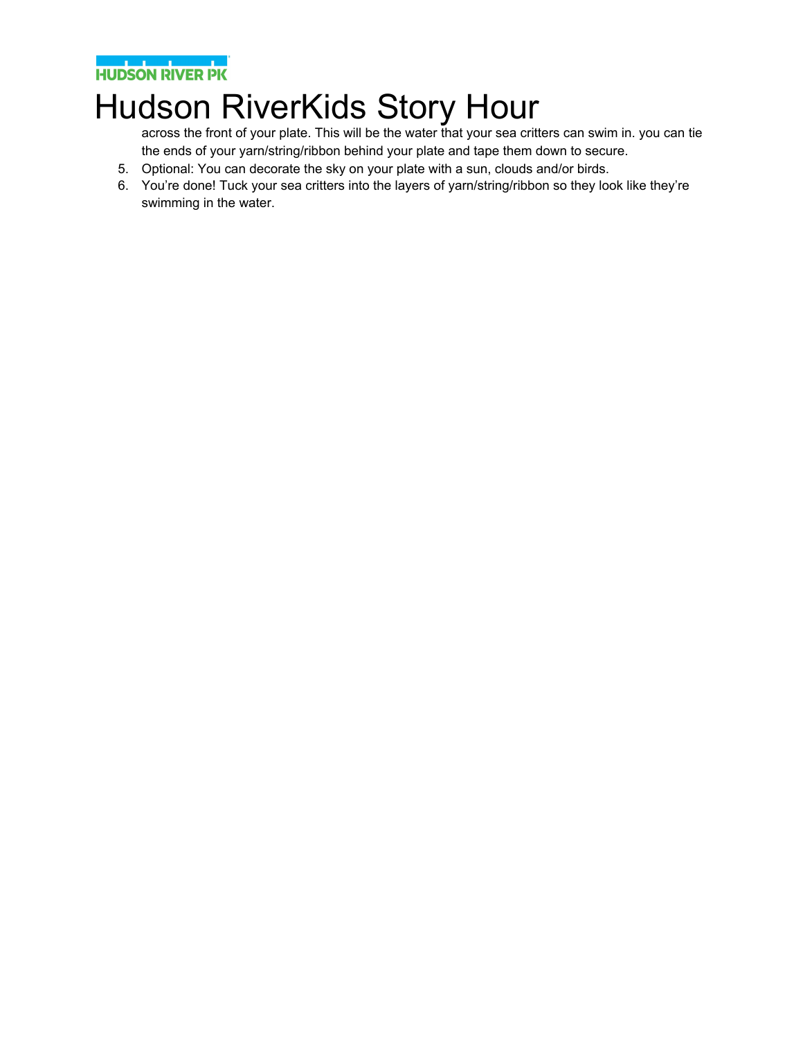across the front of your plate. This will be the water that your sea critters can swim in. you can tie the ends of your yarn/string/ribbon behind your plate and tape them down to secure.

5. Optional: You can decorate the sky on your plate with a sun, clouds and/or birds.
6. You're done! Tuck your sea critters into the layers of yarn/string/ribbon so they look like they're swimming in the water.